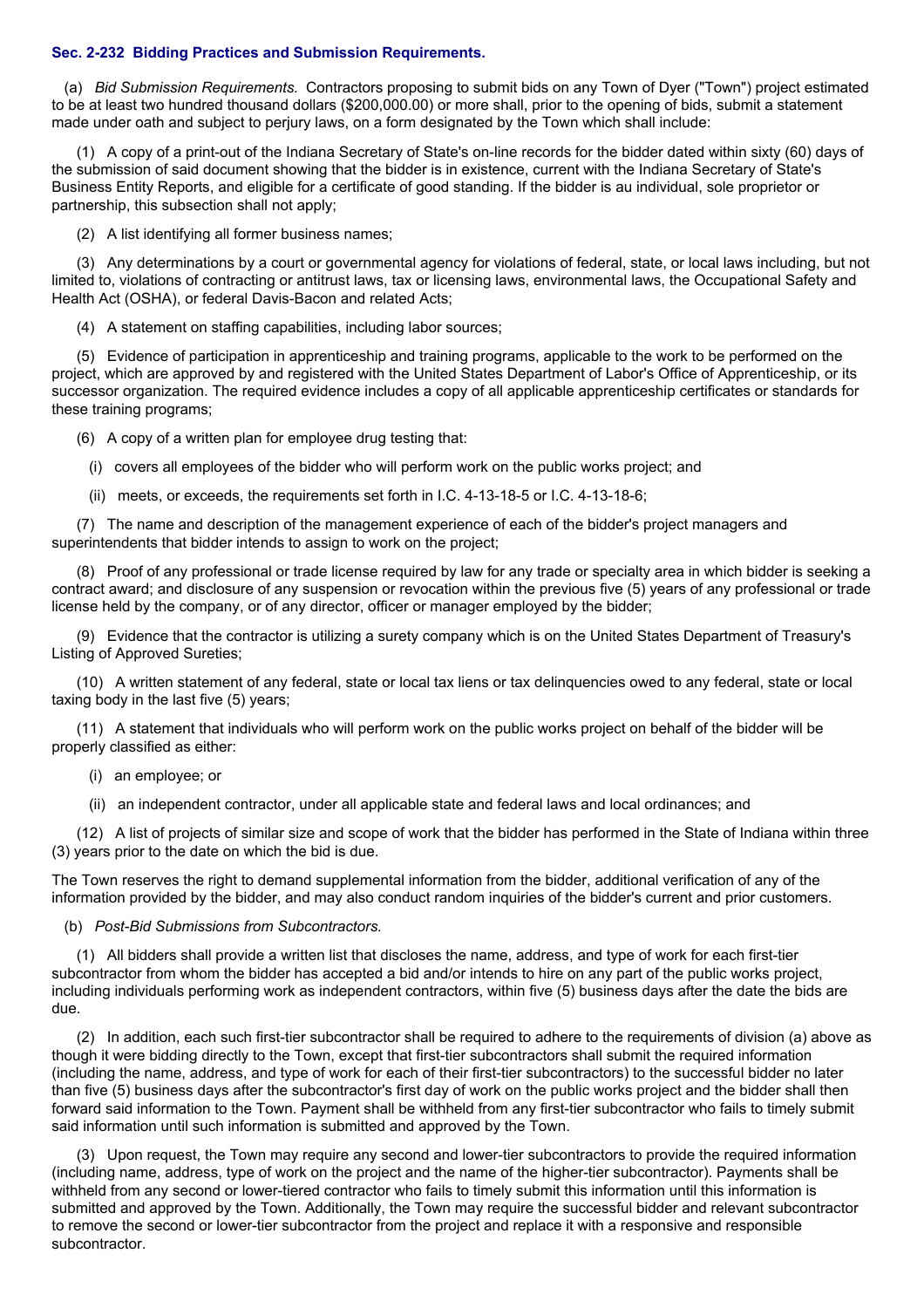### Sec. 2-232 Bidding Practices and Submission Requirements.

(a) *Bid Submission Requirements.* Contractors proposing to submit bids on any Town of Dyer ("Town") project estimated to be at least two hundred thousand dollars ($200,000.00) or more shall, prior to the opening of bids, submit a statement made under oath and subject to perjury laws, on a form designated by the Town which shall include:

(1) A copy of a print-out of the Indiana Secretary of State's on-line records for the bidder dated within sixty (60) days of the submission of said document showing that the bidder is in existence, current with the Indiana Secretary of State's Business Entity Reports, and eligible for a certificate of good standing. If the bidder is au individual, sole proprietor or partnership, this subsection shall not apply;

(2) A list identifying all former business names;

(3) Any determinations by a court or governmental agency for violations of federal, state, or local laws including, but not limited to, violations of contracting or antitrust laws, tax or licensing laws, environmental laws, the Occupational Safety and Health Act (OSHA), or federal Davis-Bacon and related Acts;

(4) A statement on staffing capabilities, including labor sources;

(5) Evidence of participation in apprenticeship and training programs, applicable to the work to be performed on the project, which are approved by and registered with the United States Department of Labor's Office of Apprenticeship, or its successor organization. The required evidence includes a copy of all applicable apprenticeship certificates or standards for these training programs;

(6) A copy of a written plan for employee drug testing that:

(i) covers all employees of the bidder who will perform work on the public works project; and

(ii) meets, or exceeds, the requirements set forth in I.C. 4-13-18-5 or I.C. 4-13-18-6;

(7) The name and description of the management experience of each of the bidder's project managers and superintendents that bidder intends to assign to work on the project;

(8) Proof of any professional or trade license required by law for any trade or specialty area in which bidder is seeking a contract award; and disclosure of any suspension or revocation within the previous five (5) years of any professional or trade license held by the company, or of any director, officer or manager employed by the bidder;

(9) Evidence that the contractor is utilizing a surety company which is on the United States Department of Treasury's Listing of Approved Sureties;

(10) A written statement of any federal, state or local tax liens or tax delinquencies owed to any federal, state or local taxing body in the last five (5) years;

(11) A statement that individuals who will perform work on the public works project on behalf of the bidder will be properly classified as either:

(i) an employee; or

(ii) an independent contractor, under all applicable state and federal laws and local ordinances; and

(12) A list of projects of similar size and scope of work that the bidder has performed in the State of Indiana within three (3) years prior to the date on which the bid is due.

The Town reserves the right to demand supplemental information from the bidder, additional verification of any of the information provided by the bidder, and may also conduct random inquiries of the bidder's current and prior customers.

(b) *Post-Bid Submissions from Subcontractors.*

(1) All bidders shall provide a written list that discloses the name, address, and type of work for each first-tier subcontractor from whom the bidder has accepted a bid and/or intends to hire on any part of the public works project, including individuals performing work as independent contractors, within five (5) business days after the date the bids are due.

(2) In addition, each such first-tier subcontractor shall be required to adhere to the requirements of division (a) above as though it were bidding directly to the Town, except that first-tier subcontractors shall submit the required information (including the name, address, and type of work for each of their first-tier subcontractors) to the successful bidder no later than five (5) business days after the subcontractor's first day of work on the public works project and the bidder shall then forward said information to the Town. Payment shall be withheld from any first-tier subcontractor who fails to timely submit said information until such information is submitted and approved by the Town.

(3) Upon request, the Town may require any second and lower-tier subcontractors to provide the required information (including name, address, type of work on the project and the name of the higher-tier subcontractor). Payments shall be withheld from any second or lower-tiered contractor who fails to timely submit this information until this information is submitted and approved by the Town. Additionally, the Town may require the successful bidder and relevant subcontractor to remove the second or lower-tier subcontractor from the project and replace it with a responsive and responsible subcontractor.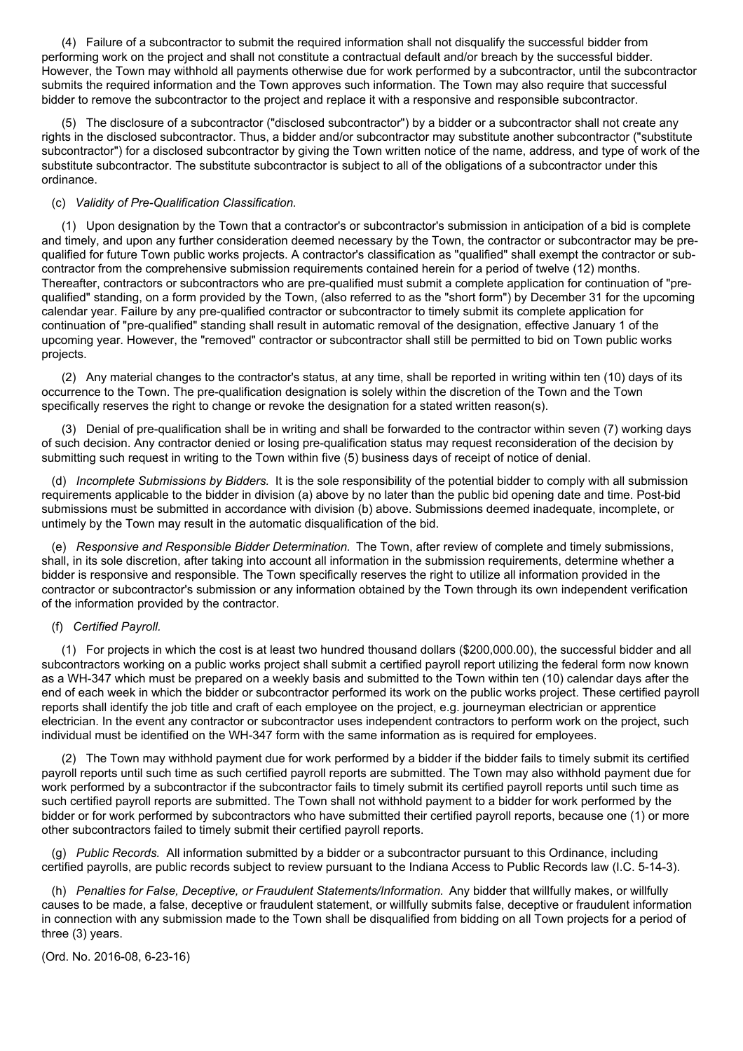(4) Failure of a subcontractor to submit the required information shall not disqualify the successful bidder from performing work on the project and shall not constitute a contractual default and/or breach by the successful bidder. However, the Town may withhold all payments otherwise due for work performed by a subcontractor, until the subcontractor submits the required information and the Town approves such information. The Town may also require that successful bidder to remove the subcontractor to the project and replace it with a responsive and responsible subcontractor.

(5) The disclosure of a subcontractor ("disclosed subcontractor") by a bidder or a subcontractor shall not create any rights in the disclosed subcontractor. Thus, a bidder and/or subcontractor may substitute another subcontractor ("substitute subcontractor") for a disclosed subcontractor by giving the Town written notice of the name, address, and type of work of the substitute subcontractor. The substitute subcontractor is subject to all of the obligations of a subcontractor under this ordinance.

(c) *Validity of Pre-Qualification Classification.*

(1) Upon designation by the Town that a contractor's or subcontractor's submission in anticipation of a bid is complete and timely, and upon any further consideration deemed necessary by the Town, the contractor or subcontractor may be pre-qualified for future Town public works projects. A contractor's classification as "qualified" shall exempt the contractor or sub-contractor from the comprehensive submission requirements contained herein for a period of twelve (12) months. Thereafter, contractors or subcontractors who are pre-qualified must submit a complete application for continuation of "pre-qualified" standing, on a form provided by the Town, (also referred to as the "short form") by December 31 for the upcoming calendar year. Failure by any pre-qualified contractor or subcontractor to timely submit its complete application for continuation of "pre-qualified" standing shall result in automatic removal of the designation, effective January 1 of the upcoming year. However, the "removed" contractor or subcontractor shall still be permitted to bid on Town public works projects.

(2) Any material changes to the contractor's status, at any time, shall be reported in writing within ten (10) days of its occurrence to the Town. The pre-qualification designation is solely within the discretion of the Town and the Town specifically reserves the right to change or revoke the designation for a stated written reason(s).

(3) Denial of pre-qualification shall be in writing and shall be forwarded to the contractor within seven (7) working days of such decision. Any contractor denied or losing pre-qualification status may request reconsideration of the decision by submitting such request in writing to the Town within five (5) business days of receipt of notice of denial.

(d) *Incomplete Submissions by Bidders.* It is the sole responsibility of the potential bidder to comply with all submission requirements applicable to the bidder in division (a) above by no later than the public bid opening date and time. Post-bid submissions must be submitted in accordance with division (b) above. Submissions deemed inadequate, incomplete, or untimely by the Town may result in the automatic disqualification of the bid.

(e) *Responsive and Responsible Bidder Determination.* The Town, after review of complete and timely submissions, shall, in its sole discretion, after taking into account all information in the submission requirements, determine whether a bidder is responsive and responsible. The Town specifically reserves the right to utilize all information provided in the contractor or subcontractor's submission or any information obtained by the Town through its own independent verification of the information provided by the contractor.

(f) *Certified Payroll.*

(1) For projects in which the cost is at least two hundred thousand dollars ($200,000.00), the successful bidder and all subcontractors working on a public works project shall submit a certified payroll report utilizing the federal form now known as a WH-347 which must be prepared on a weekly basis and submitted to the Town within ten (10) calendar days after the end of each week in which the bidder or subcontractor performed its work on the public works project. These certified payroll reports shall identify the job title and craft of each employee on the project, e.g. journeyman electrician or apprentice electrician. In the event any contractor or subcontractor uses independent contractors to perform work on the project, such individual must be identified on the WH-347 form with the same information as is required for employees.

(2) The Town may withhold payment due for work performed by a bidder if the bidder fails to timely submit its certified payroll reports until such time as such certified payroll reports are submitted. The Town may also withhold payment due for work performed by a subcontractor if the subcontractor fails to timely submit its certified payroll reports until such time as such certified payroll reports are submitted. The Town shall not withhold payment to a bidder for work performed by the bidder or for work performed by subcontractors who have submitted their certified payroll reports, because one (1) or more other subcontractors failed to timely submit their certified payroll reports.

(g) *Public Records.* All information submitted by a bidder or a subcontractor pursuant to this Ordinance, including certified payrolls, are public records subject to review pursuant to the Indiana Access to Public Records law (I.C. 5-14-3).

(h) *Penalties for False, Deceptive, or Fraudulent Statements/Information.* Any bidder that willfully makes, or willfully causes to be made, a false, deceptive or fraudulent statement, or willfully submits false, deceptive or fraudulent information in connection with any submission made to the Town shall be disqualified from bidding on all Town projects for a period of three (3) years.

(Ord. No. 2016-08, 6-23-16)